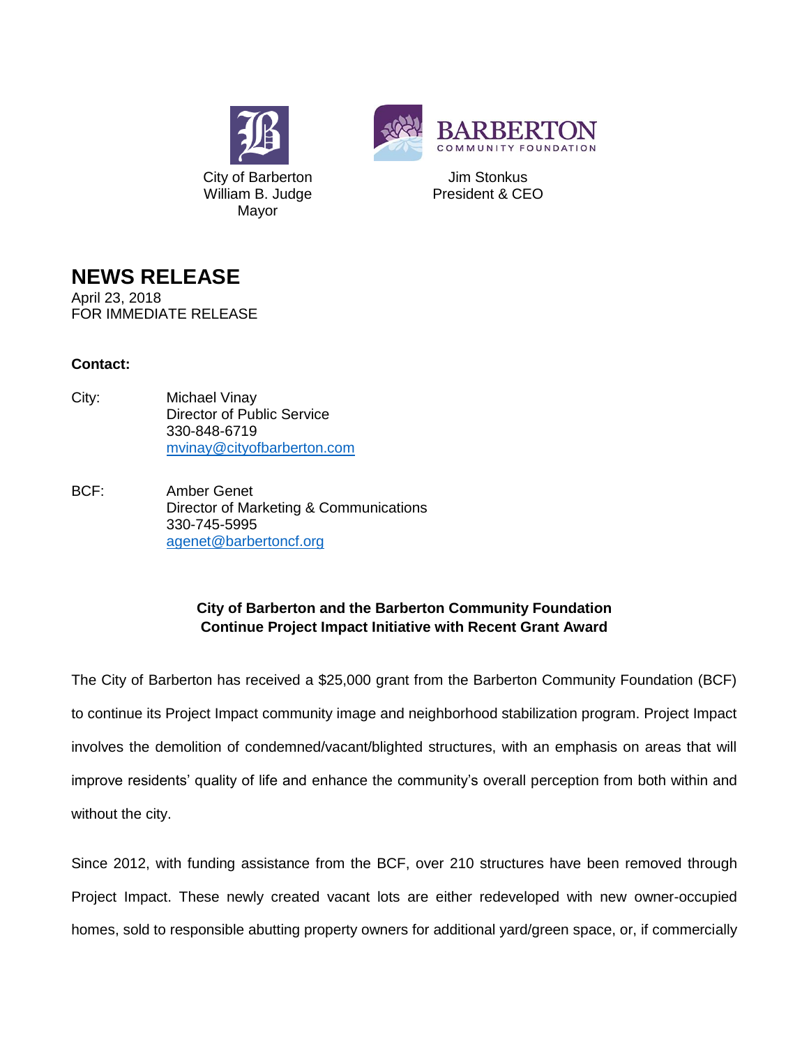City of Barberton
William B. Judge
Mayor

BARBERTON
COMMUNITY FOUNDATION

Jim Stonkus
President & CEO

# NEWS RELEASE

April 23, 2018
FOR IMMEDIATE RELEASE

**Contact:**

City: Michael Vinay
Director of Public Service
330-848-6719
[mvinay@cityofbarberton.com](mailto:mvinay@cityofbarberton.com)

BCF: Amber Genet
Director of Marketing & Communications
330-745-5995
[agenet@barbertoncf.org](mailto:agenet@barbertoncf.org)

**City of Barberton and the Barberton Community Foundation Continue Project Impact Initiative with Recent Grant Award**

The City of Barberton has received a $25,000 grant from the Barberton Community Foundation (BCF) to continue its Project Impact community image and neighborhood stabilization program. Project Impact involves the demolition of condemned/vacant/blighted structures, with an emphasis on areas that will improve residents' quality of life and enhance the community's overall perception from both within and without the city.

Since 2012, with funding assistance from the BCF, over 210 structures have been removed through Project Impact. These newly created vacant lots are either redeveloped with new owner-occupied homes, sold to responsible abutting property owners for additional yard/green space, or, if commercially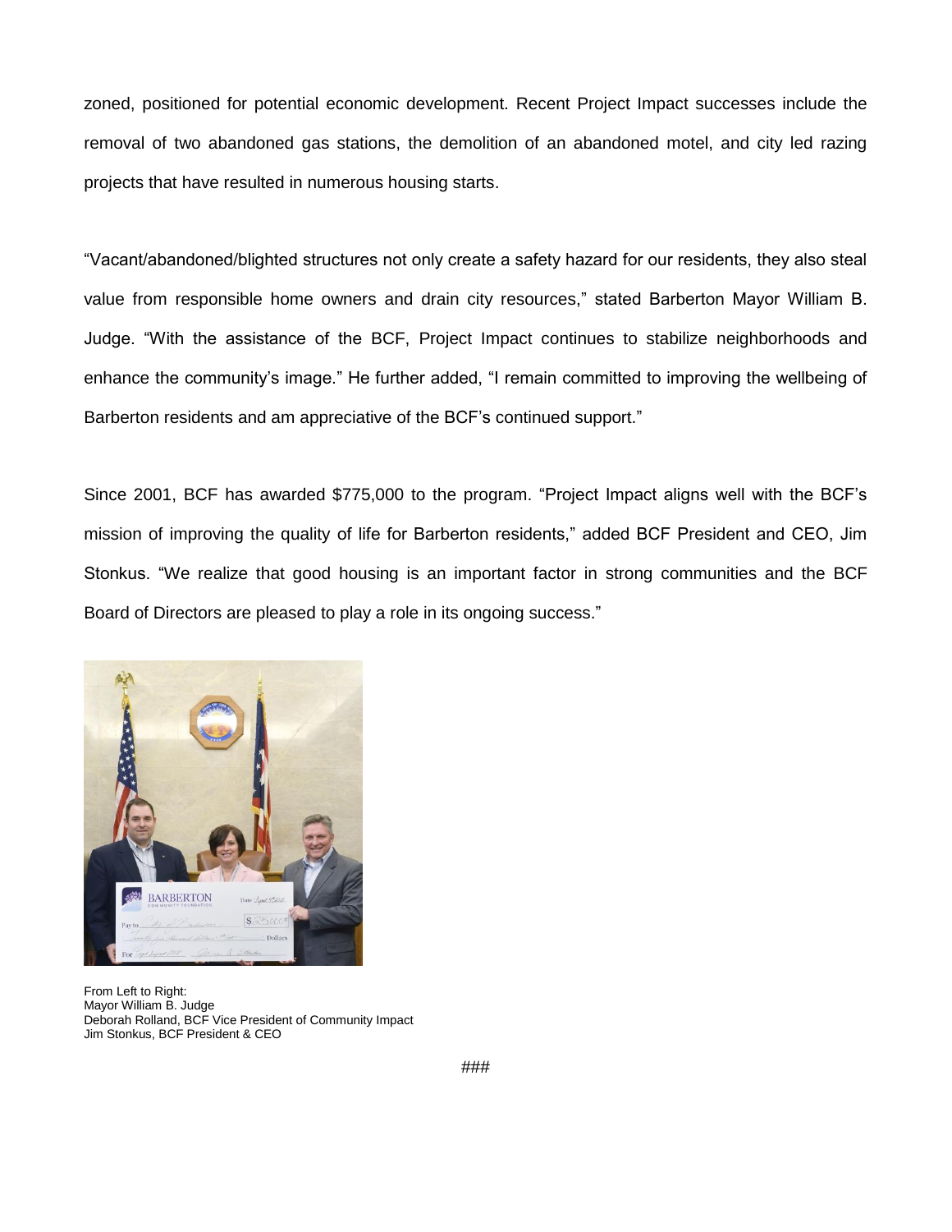zoned, positioned for potential economic development. Recent Project Impact successes include the removal of two abandoned gas stations, the demolition of an abandoned motel, and city led razing projects that have resulted in numerous housing starts.

"Vacant/abandoned/blighted structures not only create a safety hazard for our residents, they also steal value from responsible home owners and drain city resources," stated Barberton Mayor William B. Judge. "With the assistance of the BCF, Project Impact continues to stabilize neighborhoods and enhance the community's image." He further added, "I remain committed to improving the wellbeing of Barberton residents and am appreciative of the BCF's continued support."

Since 2001, BCF has awarded $775,000 to the program. "Project Impact aligns well with the BCF's mission of improving the quality of life for Barberton residents," added BCF President and CEO, Jim Stonkus. "We realize that good housing is an important factor in strong communities and the BCF Board of Directors are pleased to play a role in its ongoing success."

From Left to Right:
Mayor William B. Judge
Deborah Rolland, BCF Vice President of Community Impact
Jim Stonkus, BCF President & CEO

###